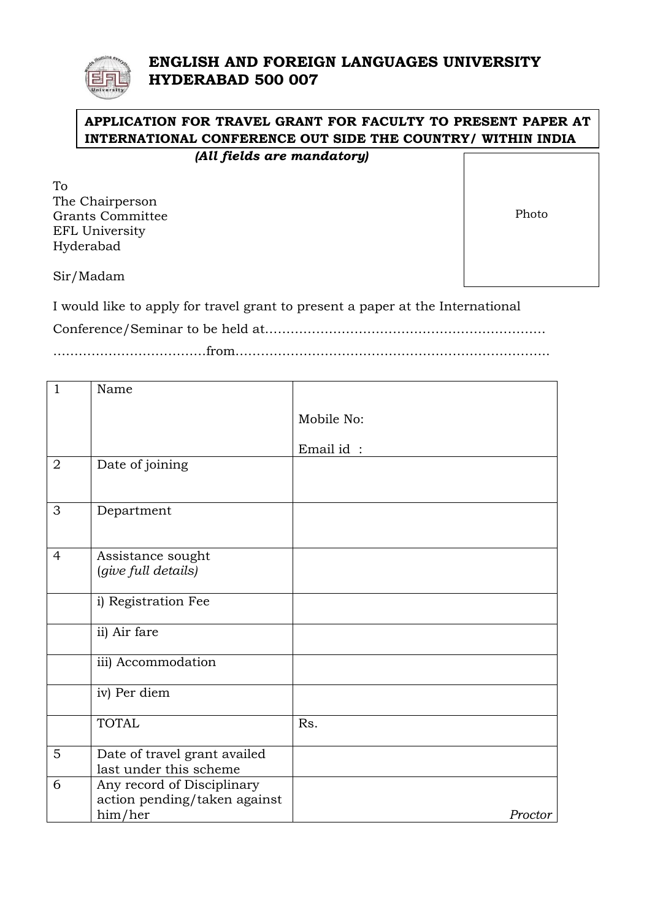# ENGLISH AND FOREIGN LANGUAGES UNIVERSITY
# HYDERABAD 500 007

**APPLICATION FOR TRAVEL GRANT FOR FACULTY TO PRESENT PAPER AT INTERNATIONAL CONFERENCE OUT SIDE THE COUNTRY/ WITHIN INDIA**

***(All fields are mandatory)***

Photo

To
The Chairperson
Grants Committee
EFL University
Hyderabad

Sir/Madam

I would like to apply for travel grant to present a paper at the International Conference/Seminar to be held at………………………………………………………… ………………………………from…………………………………………………………………

| | | |
|---|---|---|
| 1 | Name | Mobile No:<br><br>Email id : |
| 2 | Date of joining | |
| 3 | Department | |
| 4 | Assistance sought<br>(*give full details)* | |
| | i) Registration Fee | |
| | ii) Air fare | |
| | iii) Accommodation | |
| | iv) Per diem | |
| | TOTAL | Rs. |
| 5 | Date of travel grant availed last under this scheme | |
| 6 | Any record of Disciplinary action pending/taken against him/her | *Proctor* |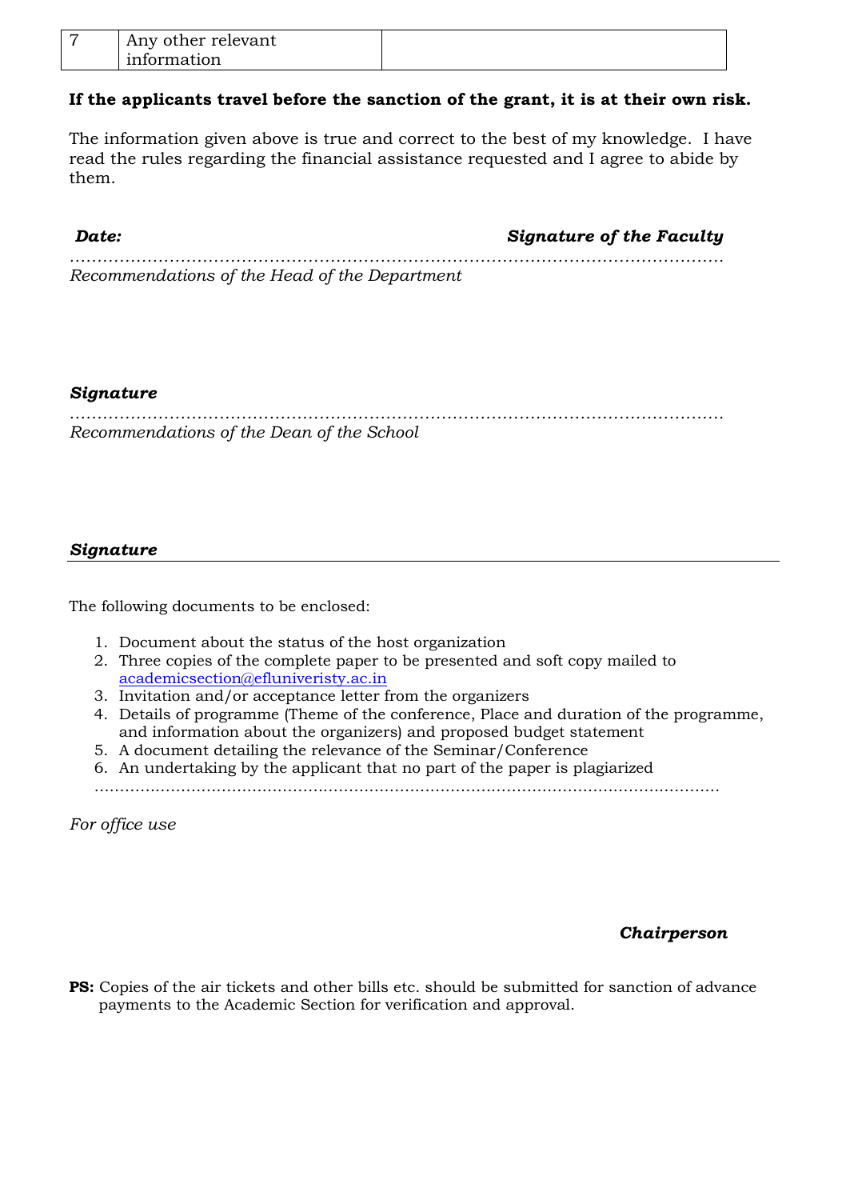| | | |
|---|---|---|
| 7 | Any other relevant information | |

**If the applicants travel before the sanction of the grant, it is at their own risk.**

The information given above is true and correct to the best of my knowledge. I have read the rules regarding the financial assistance requested and I agree to abide by them.

***Date:*** ***Signature of the Faculty***

............................................................................................................................

*Recommendations of the Head of the Department*

***Signature***

............................................................................................................................

*Recommendations of the Dean of the School*

***Signature***

---

The following documents to be enclosed:

1. Document about the status of the host organization
2. Three copies of the complete paper to be presented and soft copy mailed to academicsection@efluniveristy.ac.in
3. Invitation and/or acceptance letter from the organizers
4. Details of programme (Theme of the conference, Place and duration of the programme, and information about the organizers) and proposed budget statement
5. A document detailing the relevance of the Seminar/Conference
6. An undertaking by the applicant that no part of the paper is plagiarized

............................................................................................................................

*For office use*

***Chairperson***

**PS:** Copies of the air tickets and other bills etc. should be submitted for sanction of advance payments to the Academic Section for verification and approval.